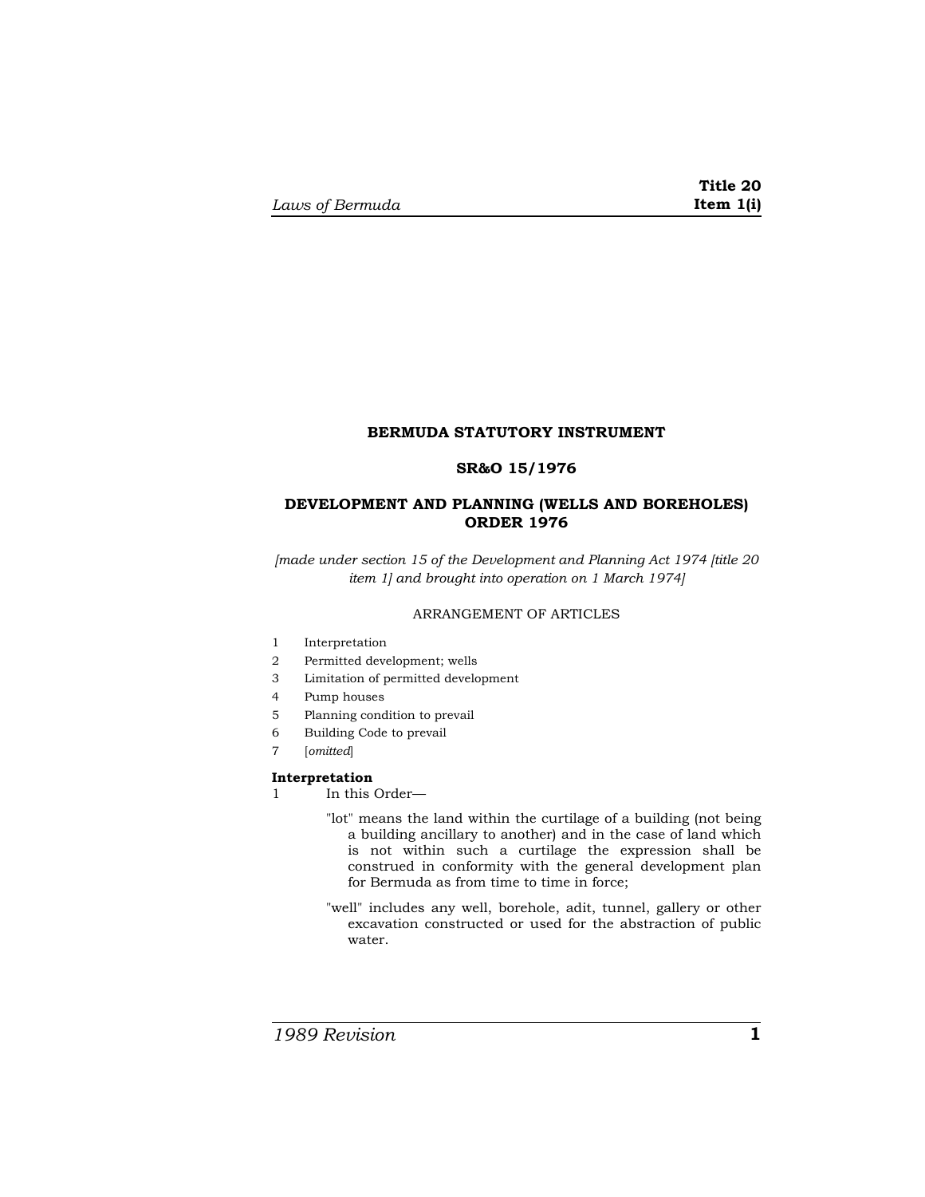**BERMUDA STATUTORY INSTRUMENT**

**SR&O 15/1976**

# DEVELOPMENT AND PLANNING (WELLS AND BOREHOLES) ORDER 1976

*[made under section 15 of the Development and Planning Act 1974 [title 20 item 1] and brought into operation on 1 March 1974]*

ARRANGEMENT OF ARTICLES

1 Interpretation
2 Permitted development; wells
3 Limitation of permitted development
4 Pump houses
5 Planning condition to prevail
6 Building Code to prevail
7 [*omitted*]

**Interpretation**

1 In this Order—

"lot" means the land within the curtilage of a building (not being a building ancillary to another) and in the case of land which is not within such a curtilage the expression shall be construed in conformity with the general development plan for Bermuda as from time to time in force;

"well" includes any well, borehole, adit, tunnel, gallery or other excavation constructed or used for the abstraction of public water.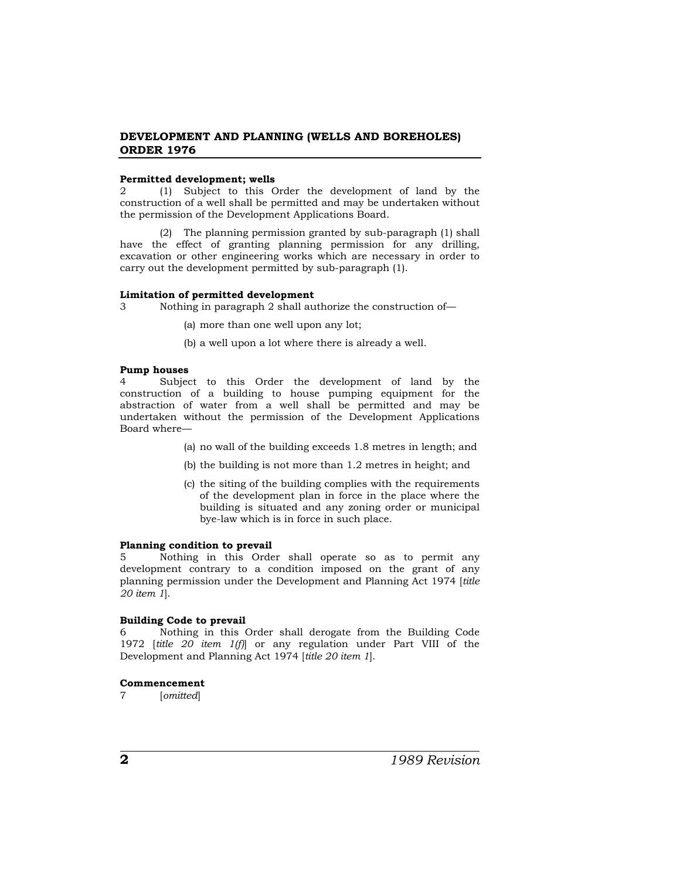**Permitted development; wells**

2 (1) Subject to this Order the development of land by the construction of a well shall be permitted and may be undertaken without the permission of the Development Applications Board.

(2) The planning permission granted by sub-paragraph (1) shall have the effect of granting planning permission for any drilling, excavation or other engineering works which are necessary in order to carry out the development permitted by sub-paragraph (1).

**Limitation of permitted development**

3 Nothing in paragraph 2 shall authorize the construction of—

(a) more than one well upon any lot;

(b) a well upon a lot where there is already a well.

**Pump houses**

4 Subject to this Order the development of land by the construction of a building to house pumping equipment for the abstraction of water from a well shall be permitted and may be undertaken without the permission of the Development Applications Board where—

(a) no wall of the building exceeds 1.8 metres in length; and

(b) the building is not more than 1.2 metres in height; and

(c) the siting of the building complies with the requirements of the development plan in force in the place where the building is situated and any zoning order or municipal bye-law which is in force in such place.

**Planning condition to prevail**

5 Nothing in this Order shall operate so as to permit any development contrary to a condition imposed on the grant of any planning permission under the Development and Planning Act 1974 [*title 20 item 1*].

**Building Code to prevail**

6 Nothing in this Order shall derogate from the Building Code 1972 [*title 20 item 1(f)*] or any regulation under Part VIII of the Development and Planning Act 1974 [*title 20 item 1*].

**Commencement**

7 [*omitted*]